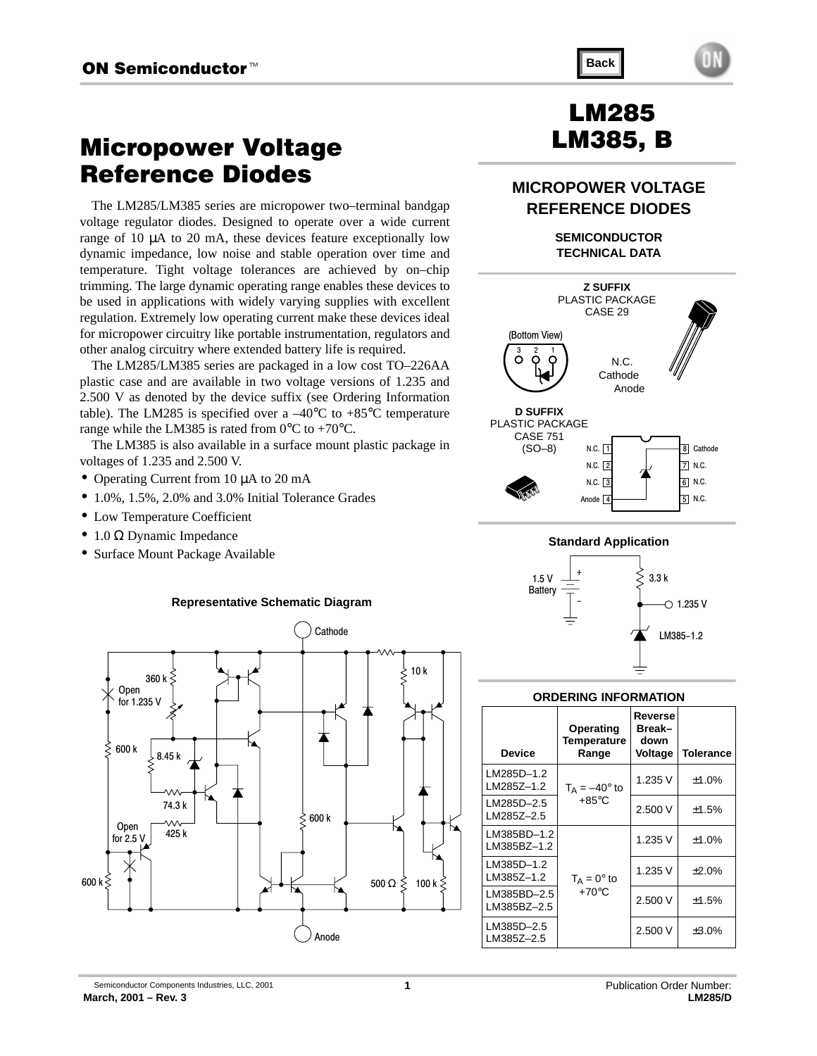# LM285 LM385, B

# Micropower Voltage Reference Diodes

The LM285/LM385 series are micropower two–terminal bandgap voltage regulator diodes. Designed to operate over a wide current range of 10 μA to 20 mA, these devices feature exceptionally low dynamic impedance, low noise and stable operation over time and temperature. Tight voltage tolerances are achieved by on–chip trimming. The large dynamic operating range enables these devices to be used in applications with widely varying supplies with excellent regulation. Extremely low operating current make these devices ideal for micropower circuitry like portable instrumentation, regulators and other analog circuitry where extended battery life is required.

The LM285/LM385 series are packaged in a low cost TO–226AA plastic case and are available in two voltage versions of 1.235 and 2.500 V as denoted by the device suffix (see Ordering Information table). The LM285 is specified over a –40°C to +85°C temperature range while the LM385 is rated from 0°C to +70°C.

The LM385 is also available in a surface mount plastic package in voltages of 1.235 and 2.500 V.

- Operating Current from 10 μA to 20 mA
- 1.0%, 1.5%, 2.0% and 3.0% Initial Tolerance Grades
- Low Temperature Coefficient
- 1.0 Ω Dynamic Impedance
- Surface Mount Package Available

## MICROPOWER VOLTAGE REFERENCE DIODES

SEMICONDUCTOR TECHNICAL DATA

**Z SUFFIX**
PLASTIC PACKAGE
CASE 29

(Bottom View)
Pin 1. N.C.
Pin 2. Cathode
Pin 3. Anode

**D SUFFIX**
PLASTIC PACKAGE
CASE 751
(SO–8)

| Pin | Function | Pin | Function |
|---|---|---|---|
| 1 | N.C. | 8 | Cathode |
| 2 | N.C. | 7 | N.C. |
| 3 | N.C. | 6 | N.C. |
| 4 | Anode | 5 | N.C. |

**Standard Application**

1.5 V Battery, 3.3 k, 1.235 V, LM385–1.2

**Representative Schematic Diagram**

Cathode, 360 k, Open for 1.235 V, 600 k, 8.45 k, 74.3 k, Open for 2.5 V, 425 k, 600 k, 600 k, 10 k, 500 Ω, 100 k, Anode

**ORDERING INFORMATION**

| Device | Operating Temperature Range | Reverse Break–down Voltage | Tolerance |
|---|---|---|---|
| LM285D–1.2<br>LM285Z–1.2 | $T_A$ = –40° to +85°C | 1.235 V | ±1.0% |
| LM285D–2.5<br>LM285Z–2.5 | | 2.500 V | ±1.5% |
| LM385BD–1.2<br>LM385BZ–1.2 | $T_A$ = 0° to +70°C | 1.235 V | ±1.0% |
| LM385D–1.2<br>LM385Z–1.2 | | 1.235 V | ±2.0% |
| LM385BD–2.5<br>LM385BZ–2.5 | | 2.500 V | ±1.5% |
| LM385D–2.5<br>LM385Z–2.5 | | 2.500 V | ±3.0% |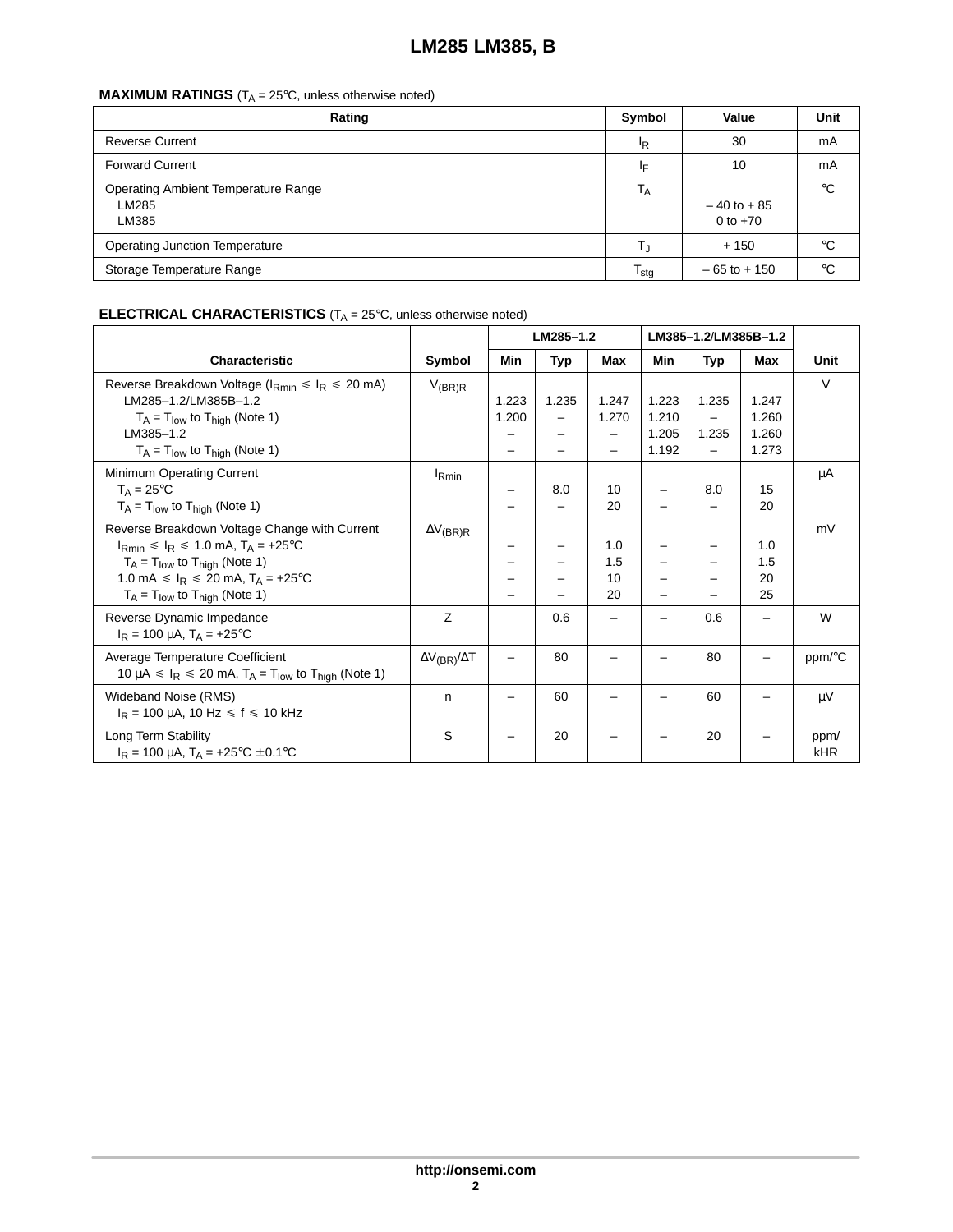**MAXIMUM RATINGS** ($T_A$ = 25°C, unless otherwise noted)

| Rating | Symbol | Value | Unit |
|---|---|---|---|
| Reverse Current | $I_R$ | 30 | mA |
| Forward Current | $I_F$ | 10 | mA |
| Operating Ambient Temperature Range<br>LM285<br>LM385 | $T_A$ | <br>– 40 to + 85<br>0 to +70 | °C |
| Operating Junction Temperature | $T_J$ | + 150 | °C |
| Storage Temperature Range | $T_{stg}$ | – 65 to + 150 | °C |

**ELECTRICAL CHARACTERISTICS** ($T_A$ = 25°C, unless otherwise noted)

| Characteristic | Symbol | LM285–1.2 | | | LM385–1.2/LM385B–1.2 | | | Unit |
|---|---|---|---|---|---|---|---|---|
| | | Min | Typ | Max | Min | Typ | Max | |
| Reverse Breakdown Voltage ($I_{Rmin} \leq I_R \leq$ 20 mA)<br>LM285–1.2/LM385B–1.2<br>$T_A = T_{low}$ to $T_{high}$ (Note 1)<br>LM385–1.2<br>$T_A = T_{low}$ to $T_{high}$ (Note 1) | $V_{(BR)R}$ | <br>1.223<br>1.200<br>–<br>– | <br>1.235<br>–<br>–<br>– | <br>1.247<br>1.270<br>–<br>– | <br>1.223<br>1.210<br>1.205<br>1.192 | <br>1.235<br>–<br>1.235<br>– | <br>1.247<br>1.260<br>1.260<br>1.273 | V |
| Minimum Operating Current<br>$T_A$ = 25°C<br>$T_A = T_{low}$ to $T_{high}$ (Note 1) | $I_{Rmin}$ | <br>–<br>– | <br>8.0<br>– | <br>10<br>20 | <br>–<br>– | <br>8.0<br>– | <br>15<br>20 | μA |
| Reverse Breakdown Voltage Change with Current<br>$I_{Rmin} \leq I_R \leq$ 1.0 mA, $T_A$ = +25°C<br>$T_A = T_{low}$ to $T_{high}$ (Note 1)<br>1.0 mA $\leq I_R \leq$ 20 mA, $T_A$ = +25°C<br>$T_A = T_{low}$ to $T_{high}$ (Note 1) | $\Delta V_{(BR)R}$ | <br>–<br>–<br>–<br>– | <br>–<br>–<br>–<br>– | <br>1.0<br>1.5<br>10<br>20 | <br>–<br>–<br>–<br>– | <br>–<br>–<br>–<br>– | <br>1.0<br>1.5<br>20<br>25 | mV |
| Reverse Dynamic Impedance<br>$I_R$ = 100 μA, $T_A$ = +25°C | Z | | 0.6 | – | – | 0.6 | – | W |
| Average Temperature Coefficient<br>10 μA $\leq I_R \leq$ 20 mA, $T_A = T_{low}$ to $T_{high}$ (Note 1) | $\Delta V_{(BR)}/\Delta T$ | – | 80 | – | – | 80 | – | ppm/°C |
| Wideband Noise (RMS)<br>$I_R$ = 100 μA, 10 Hz $\leq$ f $\leq$ 10 kHz | n | – | 60 | – | – | 60 | – | μV |
| Long Term Stability<br>$I_R$ = 100 μA, $T_A$ = +25°C ±0.1°C | S | – | 20 | – | – | 20 | – | ppm/kHR |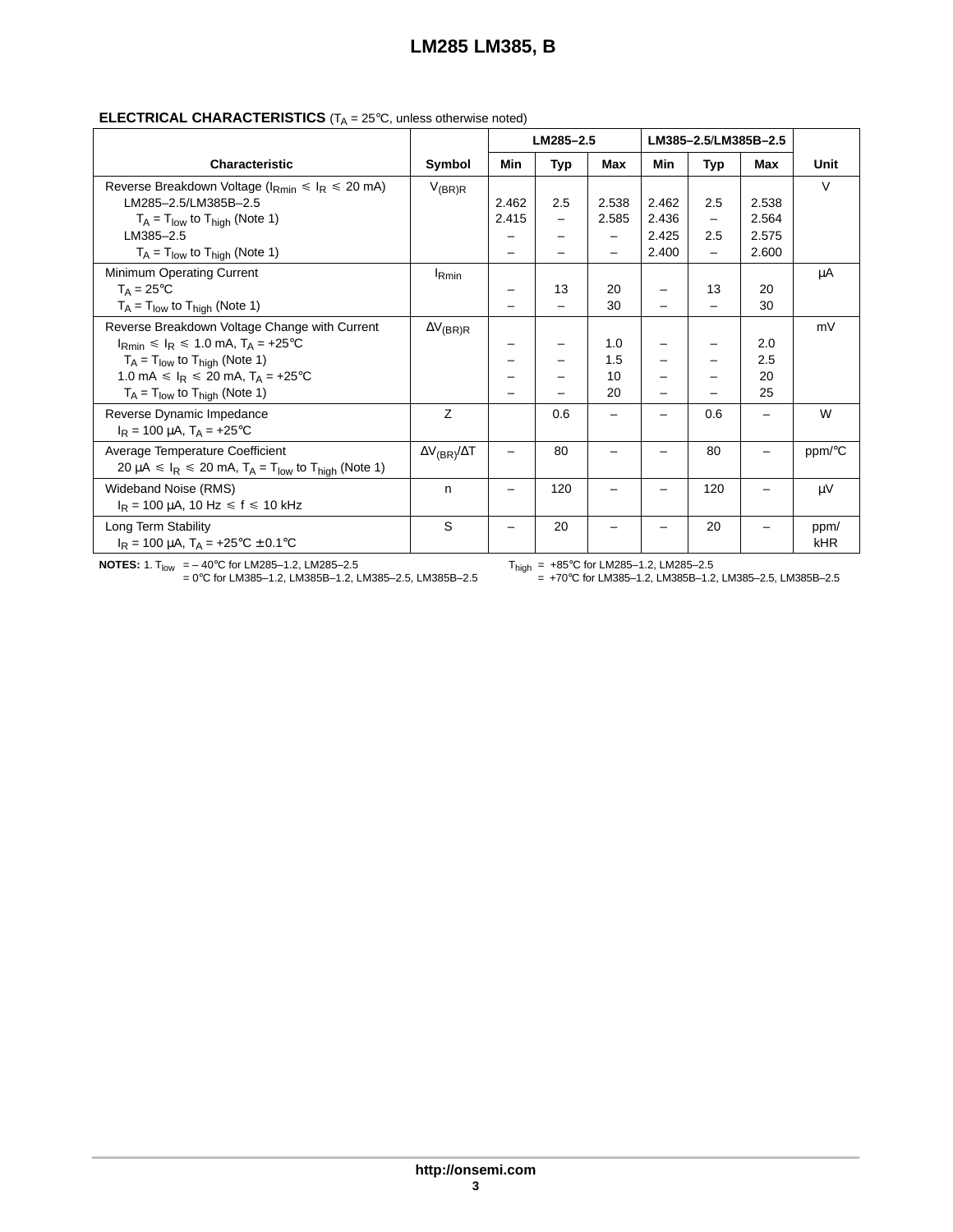**ELECTRICAL CHARACTERISTICS** ($T_A$ = 25°C, unless otherwise noted)

| Characteristic | Symbol | LM285–2.5 | | | LM385–2.5/LM385B–2.5 | | | Unit |
|---|---|---|---|---|---|---|---|---|
| | | Min | Typ | Max | Min | Typ | Max | |
| Reverse Breakdown Voltage ($I_{Rmin} \leq I_R \leq$ 20 mA) | $V_{(BR)R}$ | | | | | | | V |
| LM285–2.5/LM385B–2.5 | | 2.462 | 2.5 | 2.538 | 2.462 | 2.5 | 2.538 | |
| $T_A = T_{low}$ to $T_{high}$ (Note 1) | | 2.415 | – | 2.585 | 2.436 | – | 2.564 | |
| LM385–2.5 | | – | – | – | 2.425 | 2.5 | 2.575 | |
| $T_A = T_{low}$ to $T_{high}$ (Note 1) | | – | – | – | 2.400 | – | 2.600 | |
| Minimum Operating Current | $I_{Rmin}$ | | | | | | | μA |
| $T_A$ = 25°C | | – | 13 | 20 | – | 13 | 20 | |
| $T_A = T_{low}$ to $T_{high}$ (Note 1) | | – | – | 30 | – | – | 30 | |
| Reverse Breakdown Voltage Change with Current | $\Delta V_{(BR)R}$ | | | | | | | mV |
| $I_{Rmin} \leq I_R \leq$ 1.0 mA, $T_A$ = +25°C | | – | – | 1.0 | – | – | 2.0 | |
| $T_A = T_{low}$ to $T_{high}$ (Note 1) | | – | – | 1.5 | – | – | 2.5 | |
| 1.0 mA $\leq I_R \leq$ 20 mA, $T_A$ = +25°C | | – | – | 10 | – | – | 20 | |
| $T_A = T_{low}$ to $T_{high}$ (Note 1) | | – | – | 20 | – | – | 25 | |
| Reverse Dynamic Impedance<br>$I_R$ = 100 μA, $T_A$ = +25°C | Z | | 0.6 | – | – | 0.6 | – | W |
| Average Temperature Coefficient<br>20 μA $\leq I_R \leq$ 20 mA, $T_A = T_{low}$ to $T_{high}$ (Note 1) | $\Delta V_{(BR)}/\Delta T$ | – | 80 | – | – | 80 | – | ppm/°C |
| Wideband Noise (RMS)<br>$I_R$ = 100 μA, 10 Hz $\leq$ f $\leq$ 10 kHz | n | – | 120 | – | – | 120 | – | μV |
| Long Term Stability<br>$I_R$ = 100 μA, $T_A$ = +25°C ± 0.1°C | S | – | 20 | – | – | 20 | – | ppm/kHR |

**NOTES:** 1. $T_{low}$ = – 40°C for LM285–1.2, LM285–2.5
= 0°C for LM385–1.2, LM385B–1.2, LM385–2.5, LM385B–2.5

$T_{high}$ = +85°C for LM285–1.2, LM285–2.5
= +70°C for LM385–1.2, LM385B–1.2, LM385–2.5, LM385B–2.5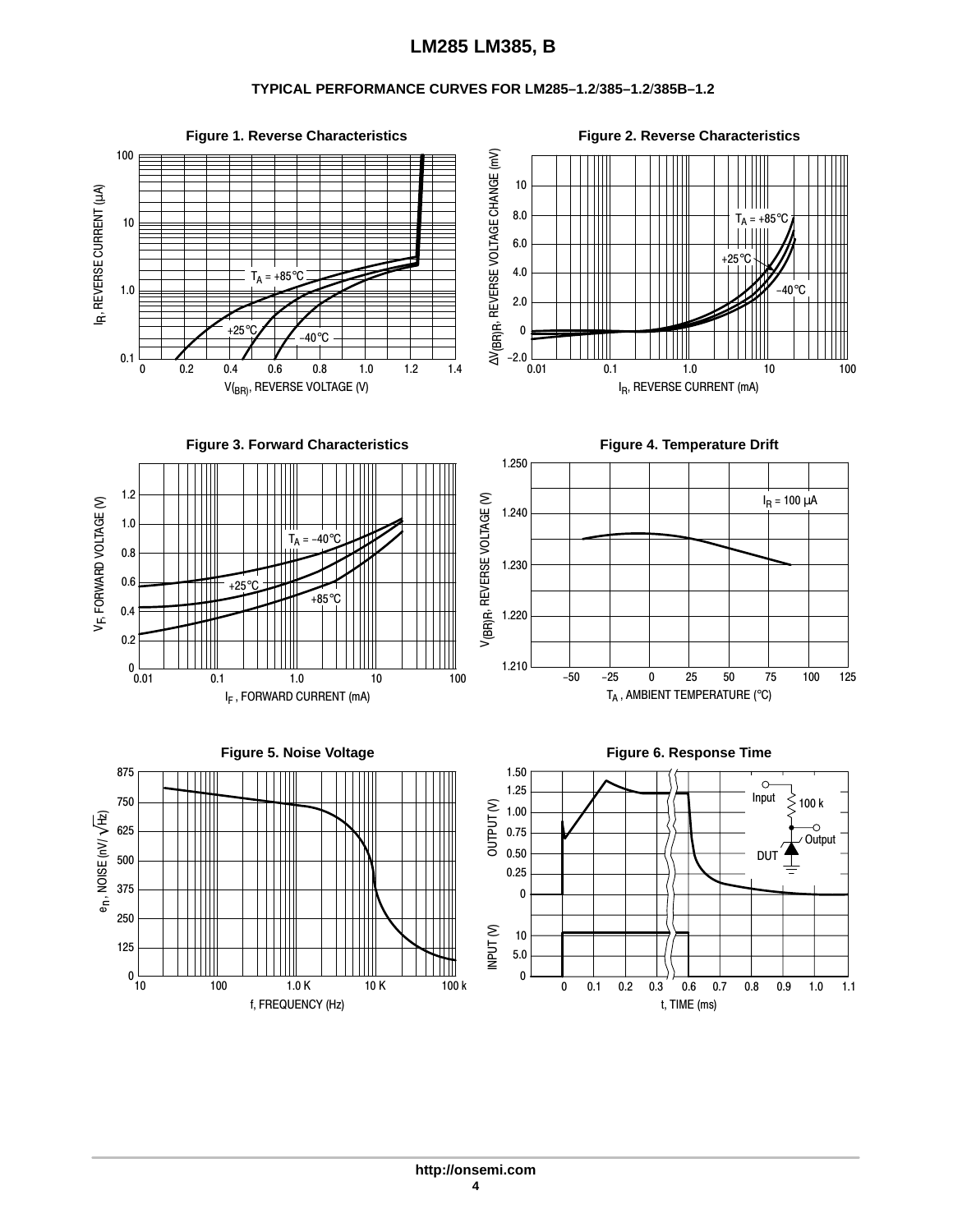## TYPICAL PERFORMANCE CURVES FOR LM285–1.2/385–1.2/385B–1.2

**Figure 1. Reverse Characteristics**

**Figure 2. Reverse Characteristics**

**Figure 3. Forward Characteristics**

**Figure 4. Temperature Drift**

**Figure 5. Noise Voltage**

**Figure 6. Response Time**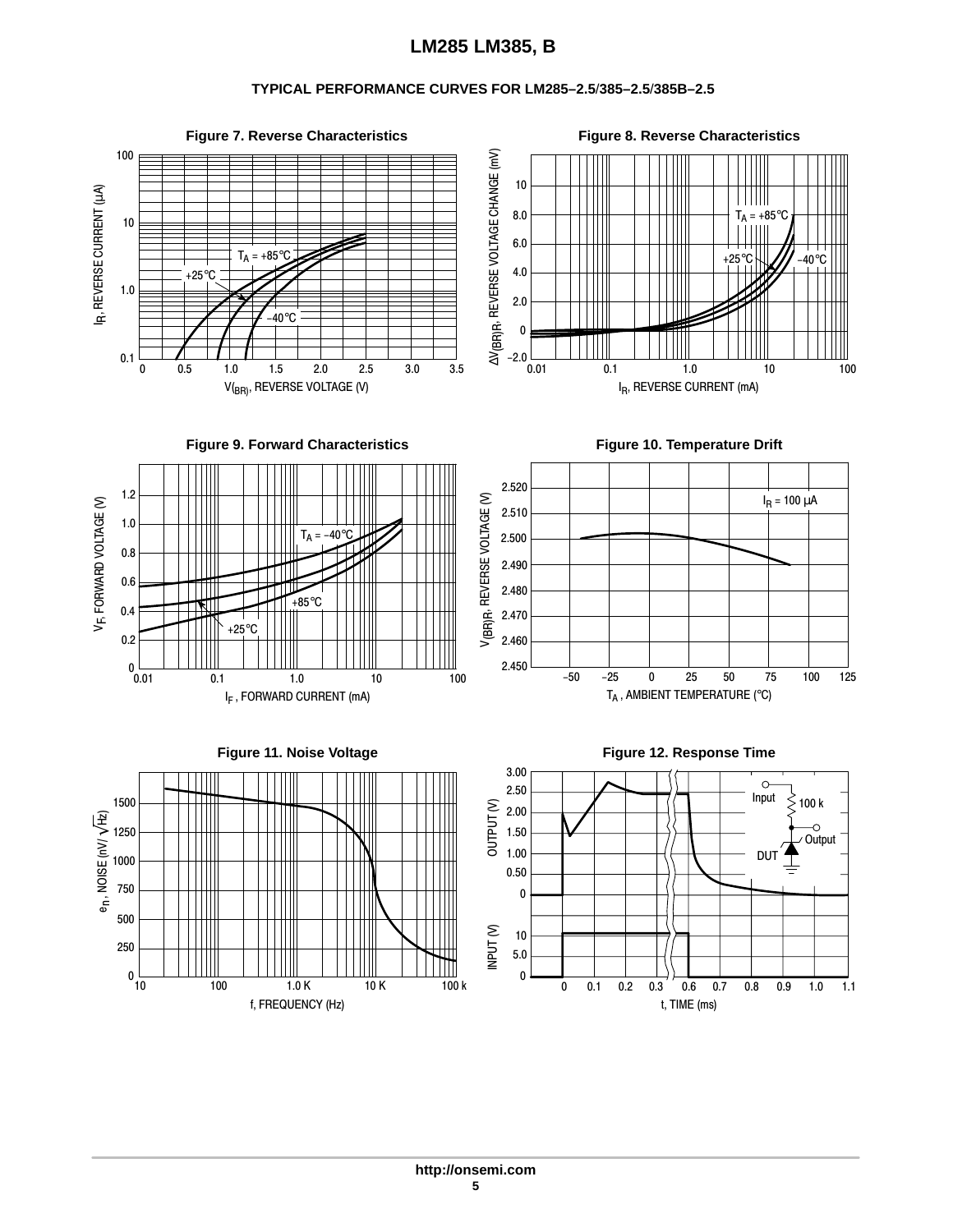## TYPICAL PERFORMANCE CURVES FOR LM285–2.5/385–2.5/385B–2.5

**Figure 7. Reverse Characteristics**

**Figure 8. Reverse Characteristics**

**Figure 9. Forward Characteristics**

**Figure 10. Temperature Drift**

**Figure 11. Noise Voltage**

**Figure 12. Response Time**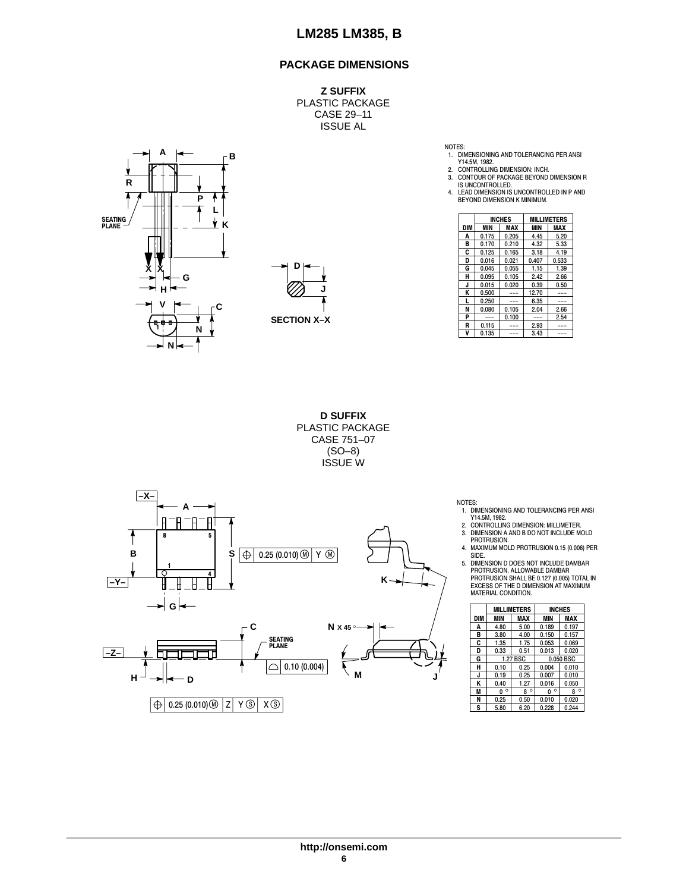## PACKAGE DIMENSIONS

**Z SUFFIX**
PLASTIC PACKAGE
CASE 29–11
ISSUE AL

NOTES:
1. DIMENSIONING AND TOLERANCING PER ANSI Y14.5M, 1982.
2. CONTROLLING DIMENSION: INCH.
3. CONTOUR OF PACKAGE BEYOND DIMENSION R IS UNCONTROLLED.
4. LEAD DIMENSION IS UNCONTROLLED IN P AND BEYOND DIMENSION K MINIMUM.

| DIM | INCHES MIN | INCHES MAX | MILLIMETERS MIN | MILLIMETERS MAX |
|---|---|---|---|---|
| A | 0.175 | 0.205 | 4.45 | 5.20 |
| B | 0.170 | 0.210 | 4.32 | 5.33 |
| C | 0.125 | 0.165 | 3.18 | 4.19 |
| D | 0.016 | 0.021 | 0.407 | 0.533 |
| G | 0.045 | 0.055 | 1.15 | 1.39 |
| H | 0.095 | 0.105 | 2.42 | 2.66 |
| J | 0.015 | 0.020 | 0.39 | 0.50 |
| K | 0.500 | --- | 12.70 | --- |
| L | 0.250 | --- | 6.35 | --- |
| N | 0.080 | 0.105 | 2.04 | 2.66 |
| P | --- | 0.100 | --- | 2.54 |
| R | 0.115 | --- | 2.93 | --- |
| V | 0.135 | --- | 3.43 | --- |

SECTION X–X

**D SUFFIX**
PLASTIC PACKAGE
CASE 751–07
(SO–8)
ISSUE W

NOTES:
1. DIMENSIONING AND TOLERANCING PER ANSI Y14.5M, 1982.
2. CONTROLLING DIMENSION: MILLIMETER.
3. DIMENSION A AND B DO NOT INCLUDE MOLD PROTRUSION.
4. MAXIMUM MOLD PROTRUSION 0.15 (0.006) PER SIDE.
5. DIMENSION D DOES NOT INCLUDE DAMBAR PROTRUSION. ALLOWABLE DAMBAR PROTRUSION SHALL BE 0.127 (0.005) TOTAL IN EXCESS OF THE D DIMENSION AT MAXIMUM MATERIAL CONDITION.

| DIM | MILLIMETERS MIN | MILLIMETERS MAX | INCHES MIN | INCHES MAX |
|---|---|---|---|---|
| A | 4.80 | 5.00 | 0.189 | 0.197 |
| B | 3.80 | 4.00 | 0.150 | 0.157 |
| C | 1.35 | 1.75 | 0.053 | 0.069 |
| D | 0.33 | 0.51 | 0.013 | 0.020 |
| G | 1.27 BSC | | 0.050 BSC | |
| H | 0.10 | 0.25 | 0.004 | 0.010 |
| J | 0.19 | 0.25 | 0.007 | 0.010 |
| K | 0.40 | 1.27 | 0.016 | 0.050 |
| M | 0 ° | 8 ° | 0 ° | 8 ° |
| N | 0.25 | 0.50 | 0.010 | 0.020 |
| S | 5.80 | 6.20 | 0.228 | 0.244 |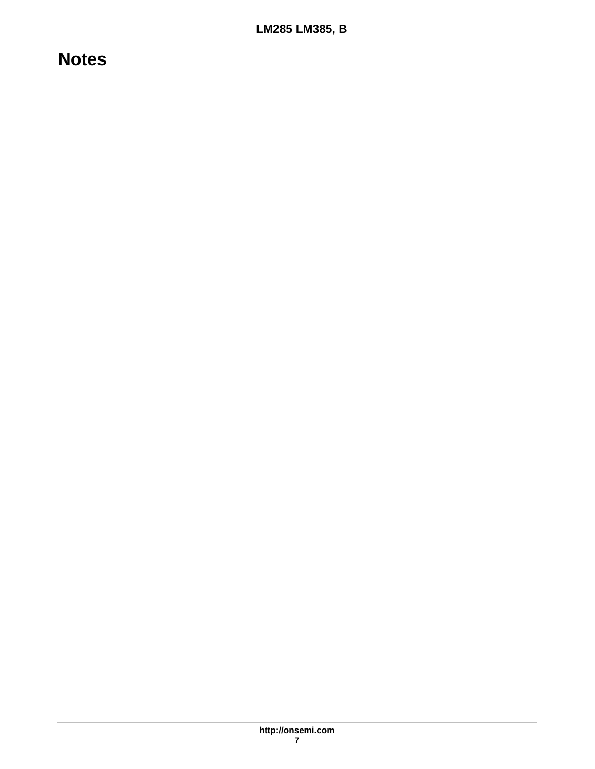# Notes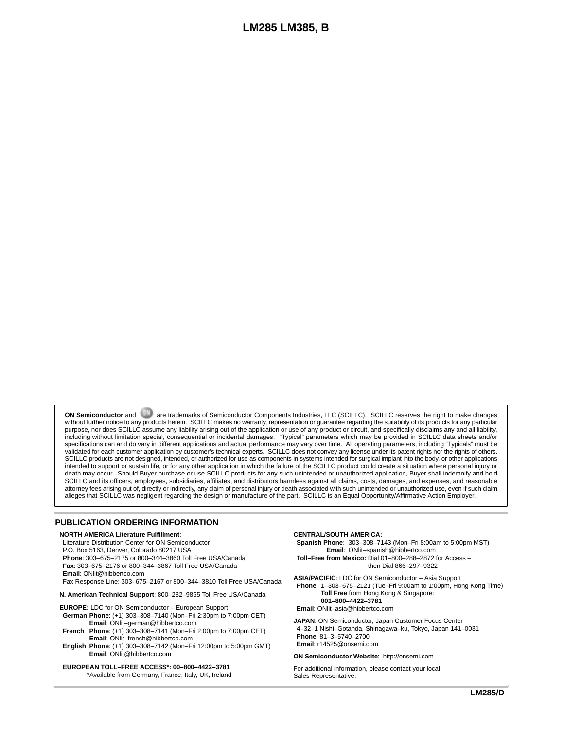**ON Semiconductor** and (ON logo) are trademarks of Semiconductor Components Industries, LLC (SCILLC). SCILLC reserves the right to make changes without further notice to any products herein. SCILLC makes no warranty, representation or guarantee regarding the suitability of its products for any particular purpose, nor does SCILLC assume any liability arising out of the application or use of any product or circuit, and specifically disclaims any and all liability, including without limitation special, consequential or incidental damages. "Typical" parameters which may be provided in SCILLC data sheets and/or specifications can and do vary in different applications and actual performance may vary over time. All operating parameters, including "Typicals" must be validated for each customer application by customer's technical experts. SCILLC does not convey any license under its patent rights nor the rights of others. SCILLC products are not designed, intended, or authorized for use as components in systems intended for surgical implant into the body, or other applications intended to support or sustain life, or for any other application in which the failure of the SCILLC product could create a situation where personal injury or death may occur. Should Buyer purchase or use SCILLC products for any such unintended or unauthorized application, Buyer shall indemnify and hold SCILLC and its officers, employees, subsidiaries, affiliates, and distributors harmless against all claims, costs, damages, and expenses, and reasonable attorney fees arising out of, directly or indirectly, any claim of personal injury or death associated with such unintended or unauthorized use, even if such claim alleges that SCILLC was negligent regarding the design or manufacture of the part. SCILLC is an Equal Opportunity/Affirmative Action Employer.

## PUBLICATION ORDERING INFORMATION

**NORTH AMERICA Literature Fulfillment**:
Literature Distribution Center for ON Semiconductor
P.O. Box 5163, Denver, Colorado 80217 USA
**Phone**: 303–675–2175 or 800–344–3860 Toll Free USA/Canada
**Fax**: 303–675–2176 or 800–344–3867 Toll Free USA/Canada
**Email**: ONlit@hibbertco.com
Fax Response Line: 303–675–2167 or 800–344–3810 Toll Free USA/Canada

**N. American Technical Support**: 800–282–9855 Toll Free USA/Canada

**EUROPE:** LDC for ON Semiconductor – European Support
**German Phone**: (+1) 303–308–7140 (Mon–Fri 2:30pm to 7:00pm CET)
**Email**: ONlit–german@hibbertco.com
**French Phone**: (+1) 303–308–7141 (Mon–Fri 2:00pm to 7:00pm CET)
**Email**: ONlit–french@hibbertco.com
**English Phone**: (+1) 303–308–7142 (Mon–Fri 12:00pm to 5:00pm GMT)
**Email**: ONlit@hibbertco.com

**EUROPEAN TOLL–FREE ACCESS*: 00–800–4422–3781**
*Available from Germany, France, Italy, UK, Ireland

**CENTRAL/SOUTH AMERICA:**
**Spanish Phone**: 303–308–7143 (Mon–Fri 8:00am to 5:00pm MST)
**Email**: ONlit–spanish@hibbertco.com
**Toll–Free from Mexico:** Dial 01–800–288–2872 for Access – then Dial 866–297–9322

**ASIA/PACIFIC**: LDC for ON Semiconductor – Asia Support
**Phone**: 1–303–675–2121 (Tue–Fri 9:00am to 1:00pm, Hong Kong Time)
**Toll Free** from Hong Kong & Singapore:
**001–800–4422–3781**
**Email**: ONlit–asia@hibbertco.com

**JAPAN**: ON Semiconductor, Japan Customer Focus Center
4–32–1 Nishi–Gotanda, Shinagawa–ku, Tokyo, Japan 141–0031
**Phone**: 81–3–5740–2700
**Email**: r14525@onsemi.com

**ON Semiconductor Website**: http://onsemi.com

For additional information, please contact your local Sales Representative.

**LM285/D**